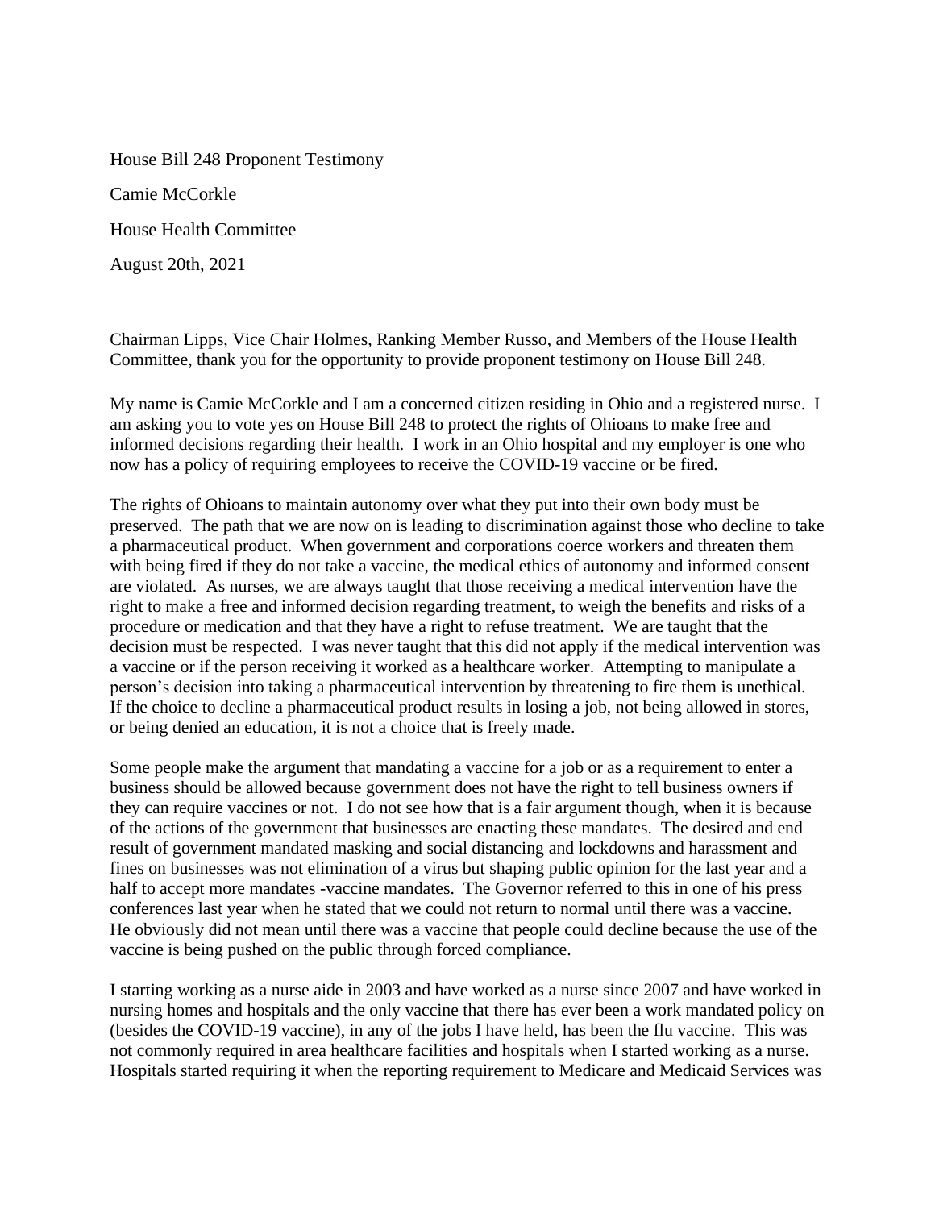House Bill 248 Proponent Testimony

Camie McCorkle

House Health Committee

August 20th, 2021

Chairman Lipps, Vice Chair Holmes, Ranking Member Russo, and Members of the House Health Committee, thank you for the opportunity to provide proponent testimony on House Bill 248.

My name is Camie McCorkle and I am a concerned citizen residing in Ohio and a registered nurse. I am asking you to vote yes on House Bill 248 to protect the rights of Ohioans to make free and informed decisions regarding their health. I work in an Ohio hospital and my employer is one who now has a policy of requiring employees to receive the COVID-19 vaccine or be fired.

The rights of Ohioans to maintain autonomy over what they put into their own body must be preserved. The path that we are now on is leading to discrimination against those who decline to take a pharmaceutical product. When government and corporations coerce workers and threaten them with being fired if they do not take a vaccine, the medical ethics of autonomy and informed consent are violated. As nurses, we are always taught that those receiving a medical intervention have the right to make a free and informed decision regarding treatment, to weigh the benefits and risks of a procedure or medication and that they have a right to refuse treatment. We are taught that the decision must be respected. I was never taught that this did not apply if the medical intervention was a vaccine or if the person receiving it worked as a healthcare worker. Attempting to manipulate a person's decision into taking a pharmaceutical intervention by threatening to fire them is unethical. If the choice to decline a pharmaceutical product results in losing a job, not being allowed in stores, or being denied an education, it is not a choice that is freely made.

Some people make the argument that mandating a vaccine for a job or as a requirement to enter a business should be allowed because government does not have the right to tell business owners if they can require vaccines or not. I do not see how that is a fair argument though, when it is because of the actions of the government that businesses are enacting these mandates. The desired and end result of government mandated masking and social distancing and lockdowns and harassment and fines on businesses was not elimination of a virus but shaping public opinion for the last year and a half to accept more mandates -vaccine mandates. The Governor referred to this in one of his press conferences last year when he stated that we could not return to normal until there was a vaccine. He obviously did not mean until there was a vaccine that people could decline because the use of the vaccine is being pushed on the public through forced compliance.

I starting working as a nurse aide in 2003 and have worked as a nurse since 2007 and have worked in nursing homes and hospitals and the only vaccine that there has ever been a work mandated policy on (besides the COVID-19 vaccine), in any of the jobs I have held, has been the flu vaccine. This was not commonly required in area healthcare facilities and hospitals when I started working as a nurse. Hospitals started requiring it when the reporting requirement to Medicare and Medicaid Services was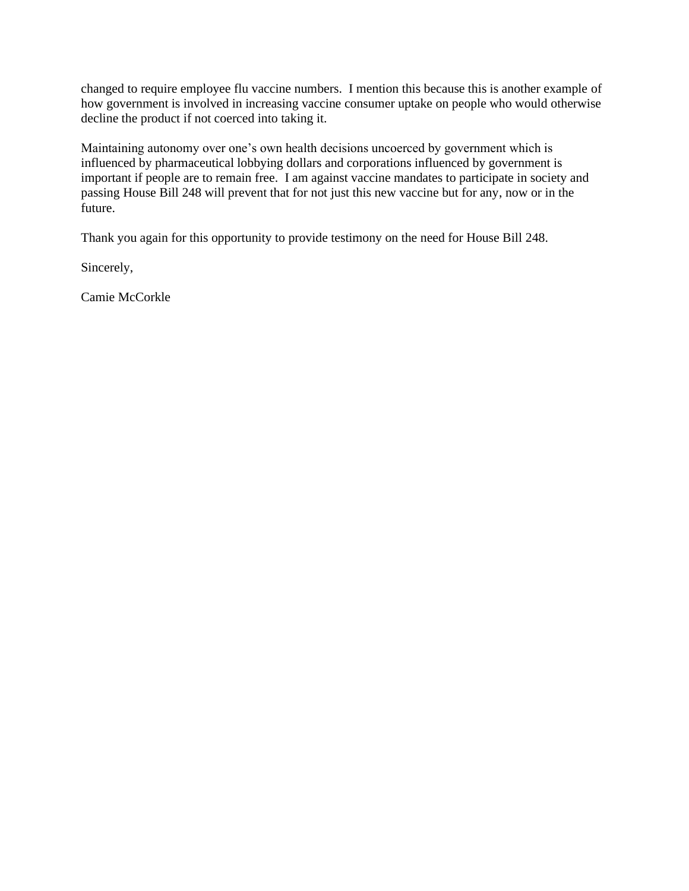changed to require employee flu vaccine numbers.  I mention this because this is another example of how government is involved in increasing vaccine consumer uptake on people who would otherwise decline the product if not coerced into taking it.

Maintaining autonomy over one's own health decisions uncoerced by government which is influenced by pharmaceutical lobbying dollars and corporations influenced by government is important if people are to remain free.  I am against vaccine mandates to participate in society and passing House Bill 248 will prevent that for not just this new vaccine but for any, now or in the future.

Thank you again for this opportunity to provide testimony on the need for House Bill 248.

Sincerely,

Camie McCorkle